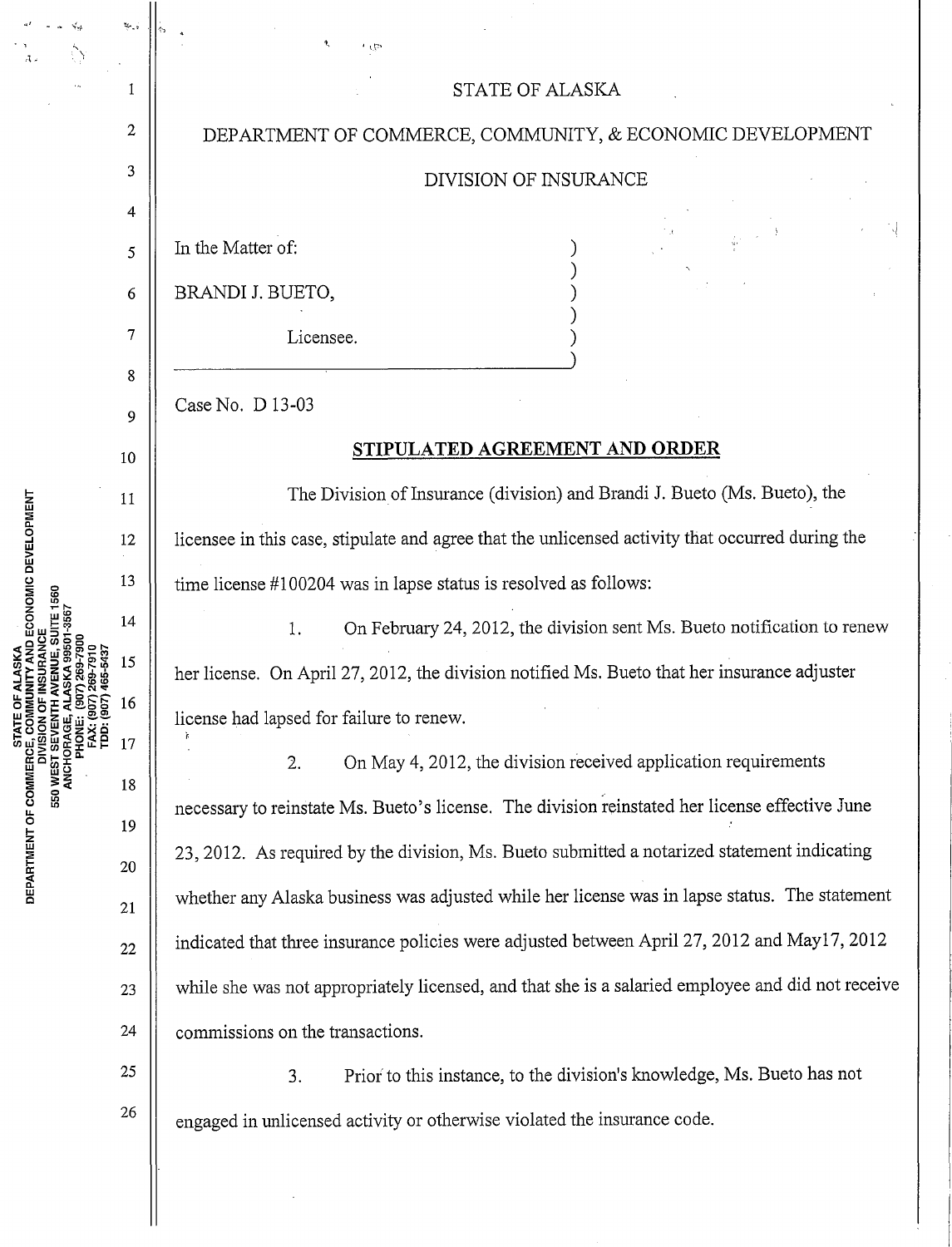STATE OF ALASKA

DEPARTMENT OF COMMERCE, COMMUNITY, & ECONOMIC DEVELOPMENT

DIVISION OF INSURANCE

In the Matter of:

BRANDI J. BUETO,

Licensee.

Case No. D 13-03

**STIPULATED AGREEMENT AND ORDER**

The Division of Insurance (division) and Brandi J. Bueto (Ms. Bueto), the licensee in this case, stipulate and agree that the unlicensed activity that occurred during the time license #100204 was in lapse status is resolved as follows:

1. On February 24, 2012, the division sent Ms. Bueto notification to renew her license. On April 27, 2012, the division notified Ms. Bueto that her insurance adjuster license had lapsed for failure to renew.

2. On May 4, 2012, the division received application requirements necessary to reinstate Ms. Bueto's license. The division reinstated her license effective June 23, 2012. As required by the division, Ms. Bueto submitted a notarized statement indicating whether any Alaska business was adjusted while her license was in lapse status. The statement indicated that three insurance policies were adjusted between April 27, 2012 and May17, 2012 while she was not appropriately licensed, and that she is a salaried employee and did not receive commissions on the transactions.

3. Prior to this instance, to the division's knowledge, Ms. Bueto has not engaged in unlicensed activity or otherwise violated the insurance code.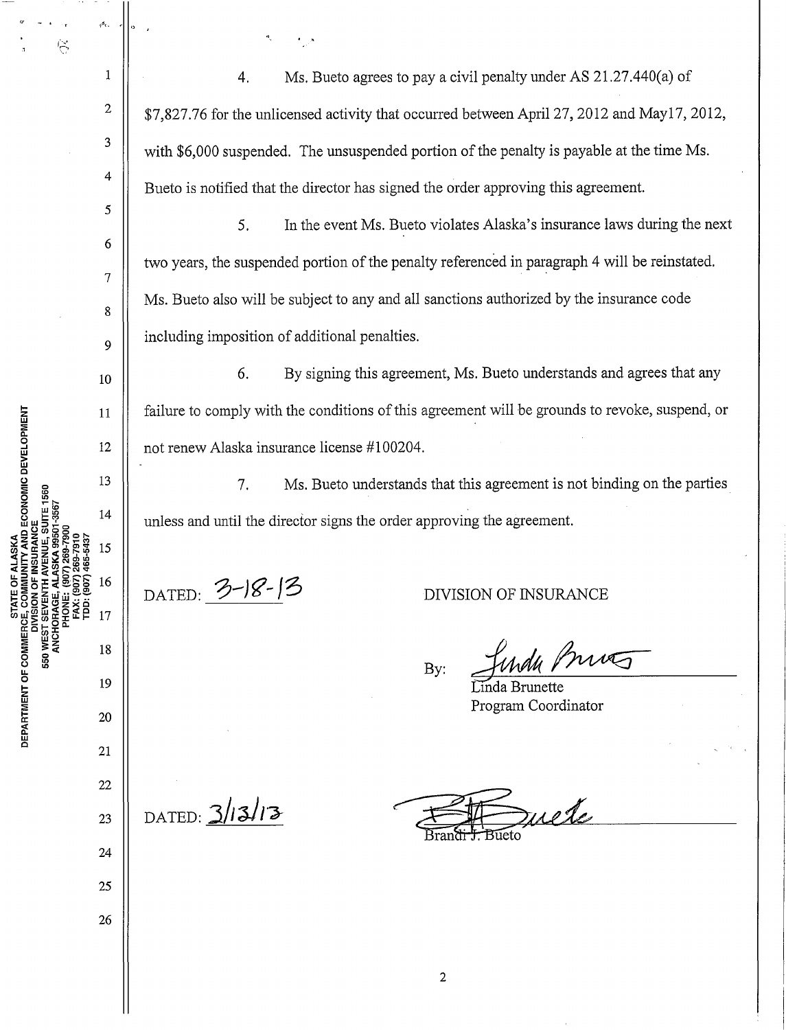4. Ms. Bueto agrees to pay a civil penalty under AS 21.27.440(a) of $7,827.76 for the unlicensed activity that occurred between April 27, 2012 and May17, 2012, with $6,000 suspended. The unsuspended portion of the penalty is payable at the time Ms. Bueto is notified that the director has signed the order approving this agreement.

5. In the event Ms. Bueto violates Alaska's insurance laws during the next two years, the suspended portion of the penalty referenced in paragraph 4 will be reinstated. Ms. Bueto also will be subject to any and all sanctions authorized by the insurance code including imposition of additional penalties.

6. By signing this agreement, Ms. Bueto understands and agrees that any failure to comply with the conditions of this agreement will be grounds to revoke, suspend, or not renew Alaska insurance license #100204.

7. Ms. Bueto understands that this agreement is not binding on the parties unless and until the director signs the order approving the agreement.

DATED: 3-18-13

DIVISION OF INSURANCE

By: Linda Brunette
Linda Brunette
Program Coordinator

DATED: 3/13/13

Brandi J. Bueto
Brandi J. Bueto

STATE OF ALASKA
DEPARTMENT OF COMMERCE, COMMUNITY AND ECONOMIC DEVELOPMENT
DIVISION OF INSURANCE
550 WEST SEVENTH AVENUE, SUITE 1560
ANCHORAGE, ALASKA 99501-3567
PHONE: (907) 269-7900
FAX: (907) 269-7910
TDD: (907) 465-5437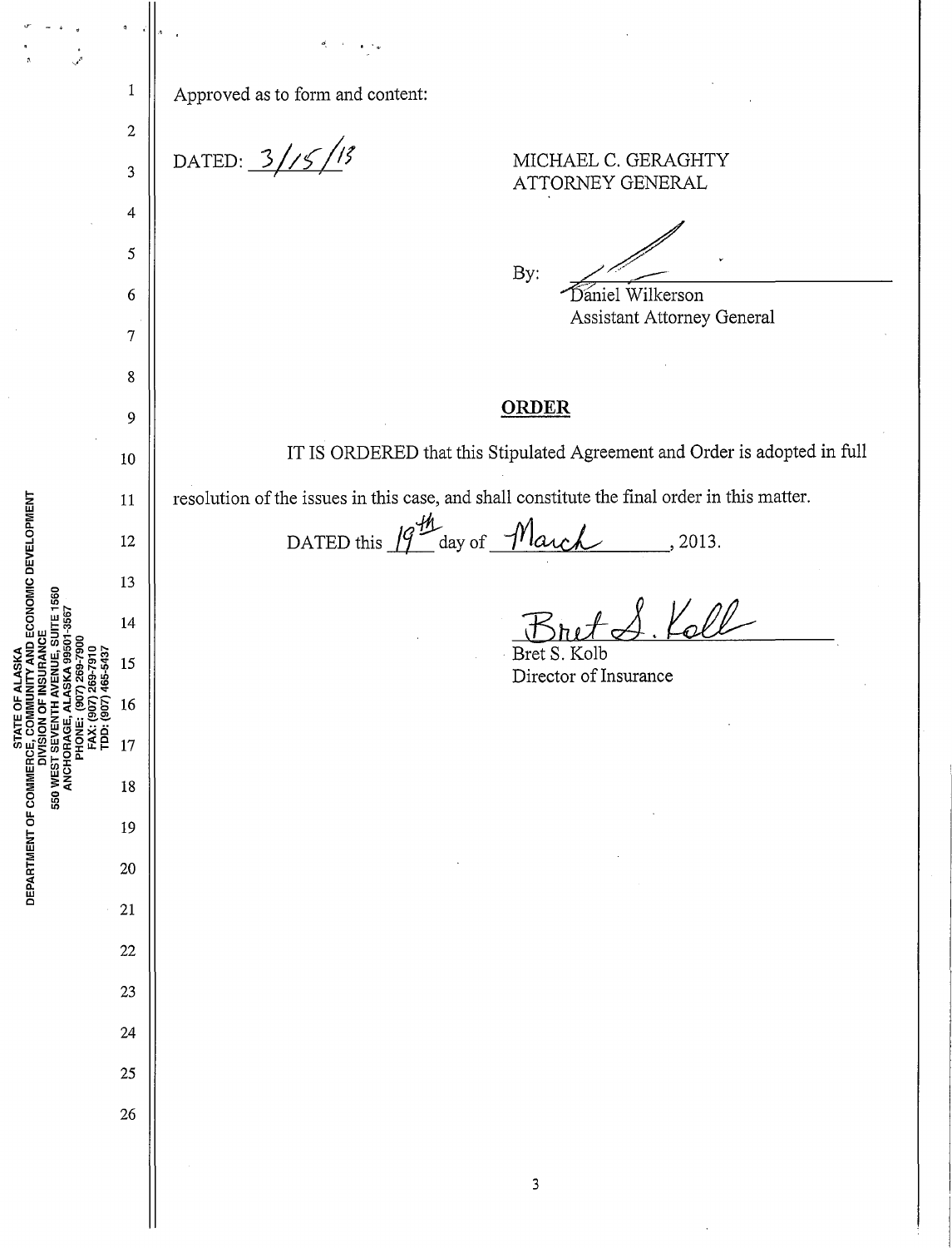Approved as to form and content:

DATED: 3/15/13

MICHAEL C. GERAGHTY
ATTORNEY GENERAL

By: ______________________
Daniel Wilkerson
Assistant Attorney General

**ORDER**

IT IS ORDERED that this Stipulated Agreement and Order is adopted in full resolution of the issues in this case, and shall constitute the final order in this matter.

DATED this 19th day of March, 2013.

Bret S. Kolb
Director of Insurance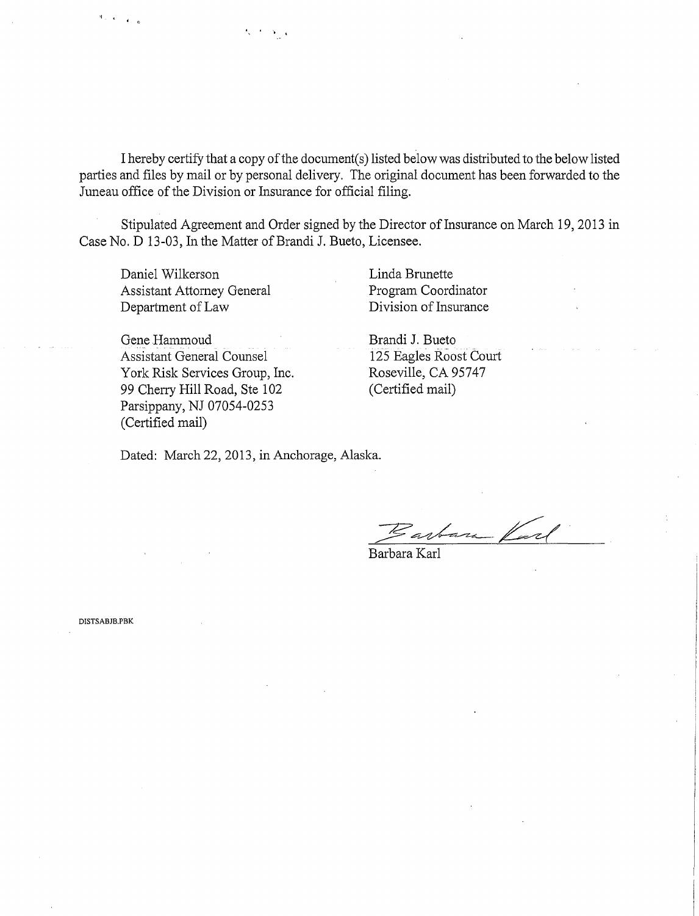I hereby certify that a copy of the document(s) listed below was distributed to the below listed parties and files by mail or by personal delivery. The original document has been forwarded to the Juneau office of the Division or Insurance for official filing.

Stipulated Agreement and Order signed by the Director of Insurance on March 19, 2013 in Case No. D 13-03, In the Matter of Brandi J. Bueto, Licensee.

Daniel Wilkerson
Assistant Attorney General
Department of Law

Linda Brunette
Program Coordinator
Division of Insurance

Gene Hammoud
Assistant General Counsel
York Risk Services Group, Inc.
99 Cherry Hill Road, Ste 102
Parsippany, NJ 07054-0253
(Certified mail)

Brandi J. Bueto
125 Eagles Roost Court
Roseville, CA 95747
(Certified mail)

Dated: March 22, 2013, in Anchorage, Alaska.

Barbara Karl

Barbara Karl

DISTSABJB.PBK